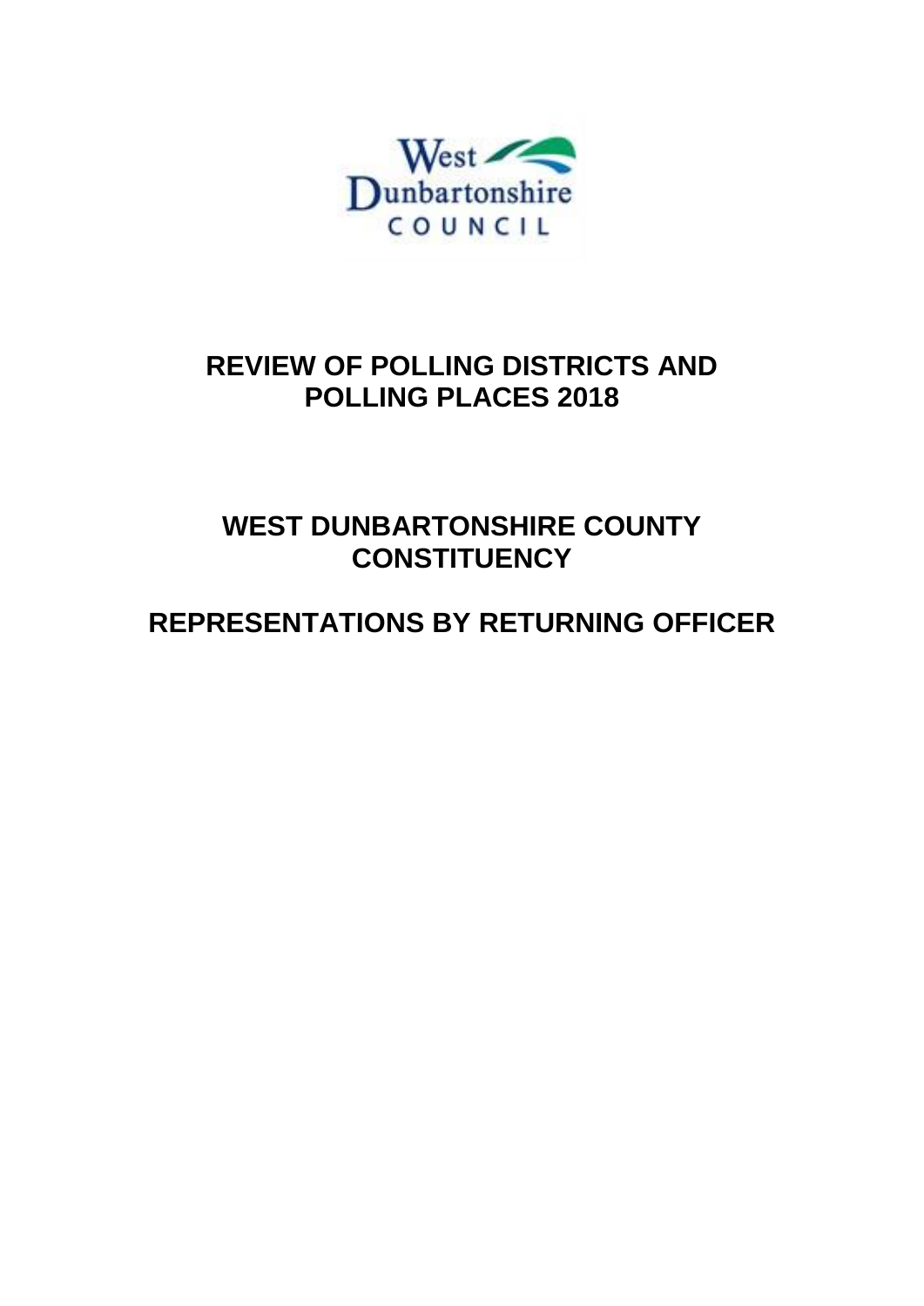West Dunbartonshire COUNCIL

# REVIEW OF POLLING DISTRICTS AND POLLING PLACES 2018

# WEST DUNBARTONSHIRE COUNTY CONSTITUENCY

# REPRESENTATIONS BY RETURNING OFFICER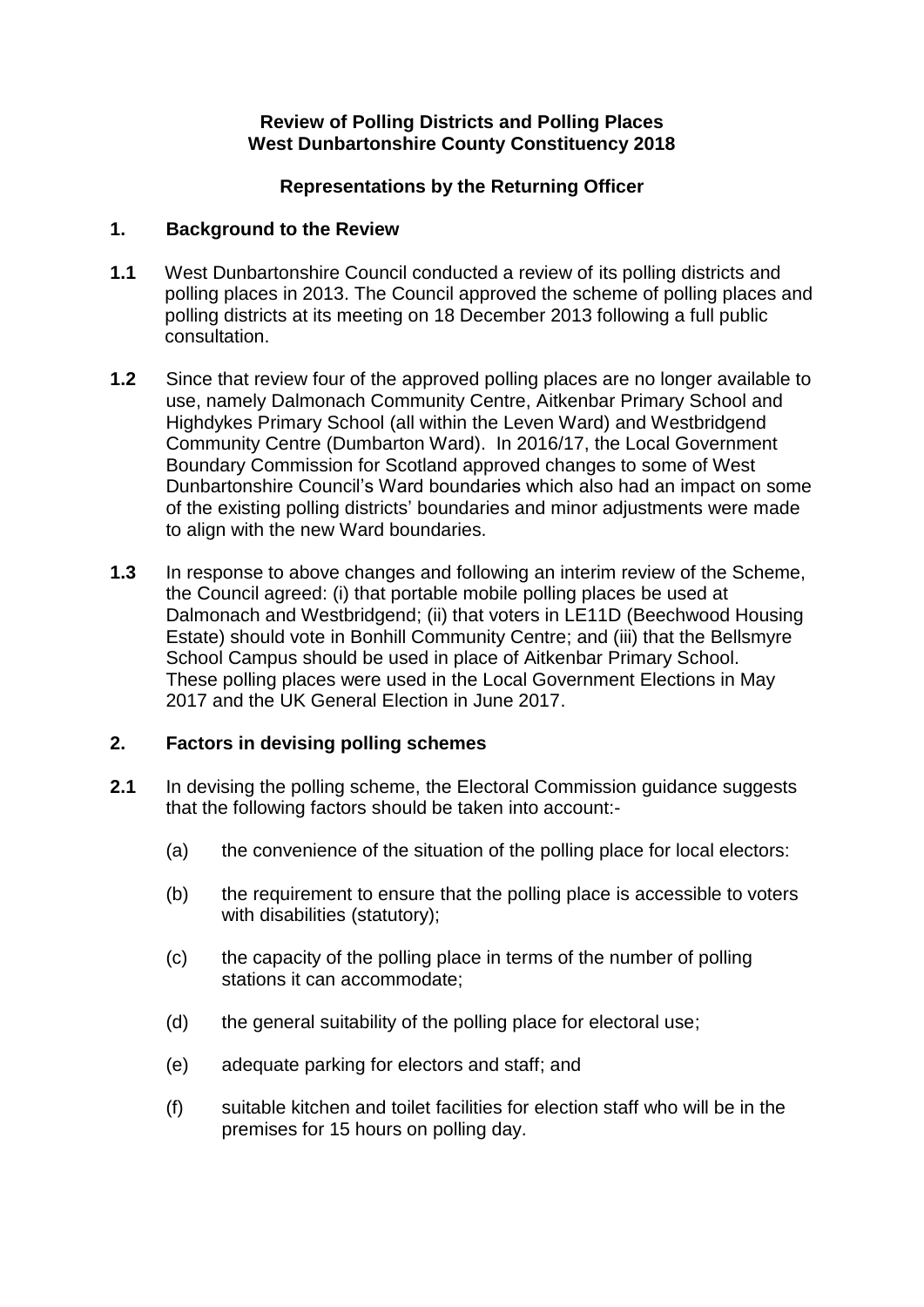**Review of Polling Districts and Polling Places**
**West Dunbartonshire County Constituency 2018**

**Representations by the Returning Officer**

## 1. Background to the Review

**1.1** West Dunbartonshire Council conducted a review of its polling districts and polling places in 2013. The Council approved the scheme of polling places and polling districts at its meeting on 18 December 2013 following a full public consultation.

**1.2** Since that review four of the approved polling places are no longer available to use, namely Dalmonach Community Centre, Aitkenbar Primary School and Highdykes Primary School (all within the Leven Ward) and Westbridgend Community Centre (Dumbarton Ward). In 2016/17, the Local Government Boundary Commission for Scotland approved changes to some of West Dunbartonshire Council's Ward boundaries which also had an impact on some of the existing polling districts' boundaries and minor adjustments were made to align with the new Ward boundaries.

**1.3** In response to above changes and following an interim review of the Scheme, the Council agreed: (i) that portable mobile polling places be used at Dalmonach and Westbridgend; (ii) that voters in LE11D (Beechwood Housing Estate) should vote in Bonhill Community Centre; and (iii) that the Bellsmyre School Campus should be used in place of Aitkenbar Primary School. These polling places were used in the Local Government Elections in May 2017 and the UK General Election in June 2017.

## 2. Factors in devising polling schemes

**2.1** In devising the polling scheme, the Electoral Commission guidance suggests that the following factors should be taken into account:-

(a) the convenience of the situation of the polling place for local electors:

(b) the requirement to ensure that the polling place is accessible to voters with disabilities (statutory);

(c) the capacity of the polling place in terms of the number of polling stations it can accommodate;

(d) the general suitability of the polling place for electoral use;

(e) adequate parking for electors and staff; and

(f) suitable kitchen and toilet facilities for election staff who will be in the premises for 15 hours on polling day.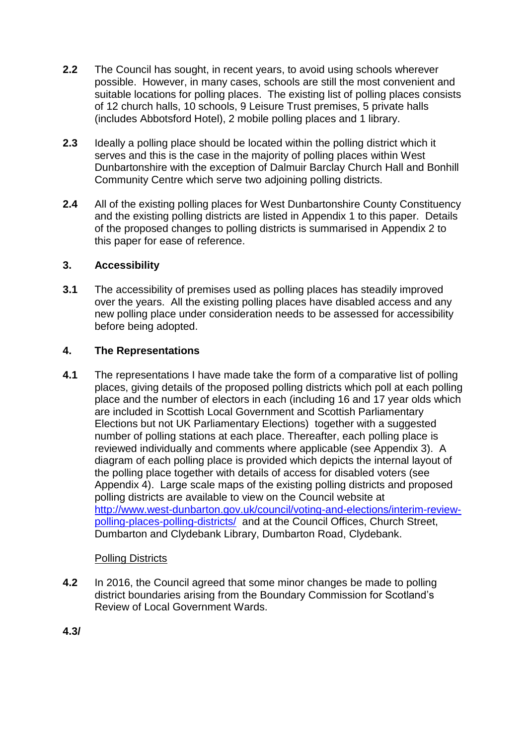**2.2** The Council has sought, in recent years, to avoid using schools wherever possible. However, in many cases, schools are still the most convenient and suitable locations for polling places. The existing list of polling places consists of 12 church halls, 10 schools, 9 Leisure Trust premises, 5 private halls (includes Abbotsford Hotel), 2 mobile polling places and 1 library.

**2.3** Ideally a polling place should be located within the polling district which it serves and this is the case in the majority of polling places within West Dunbartonshire with the exception of Dalmuir Barclay Church Hall and Bonhill Community Centre which serve two adjoining polling districts.

**2.4** All of the existing polling places for West Dunbartonshire County Constituency and the existing polling districts are listed in Appendix 1 to this paper. Details of the proposed changes to polling districts is summarised in Appendix 2 to this paper for ease of reference.

## 3. Accessibility

**3.1** The accessibility of premises used as polling places has steadily improved over the years. All the existing polling places have disabled access and any new polling place under consideration needs to be assessed for accessibility before being adopted.

## 4. The Representations

**4.1** The representations I have made take the form of a comparative list of polling places, giving details of the proposed polling districts which poll at each polling place and the number of electors in each (including 16 and 17 year olds which are included in Scottish Local Government and Scottish Parliamentary Elections but not UK Parliamentary Elections) together with a suggested number of polling stations at each place. Thereafter, each polling place is reviewed individually and comments where applicable (see Appendix 3). A diagram of each polling place is provided which depicts the internal layout of the polling place together with details of access for disabled voters (see Appendix 4). Large scale maps of the existing polling districts and proposed polling districts are available to view on the Council website at http://www.west-dunbarton.gov.uk/council/voting-and-elections/interim-review-polling-places-polling-districts/ and at the Council Offices, Church Street, Dumbarton and Clydebank Library, Dumbarton Road, Clydebank.

<u>Polling Districts</u>

**4.2** In 2016, the Council agreed that some minor changes be made to polling district boundaries arising from the Boundary Commission for Scotland's Review of Local Government Wards.

**4.3/**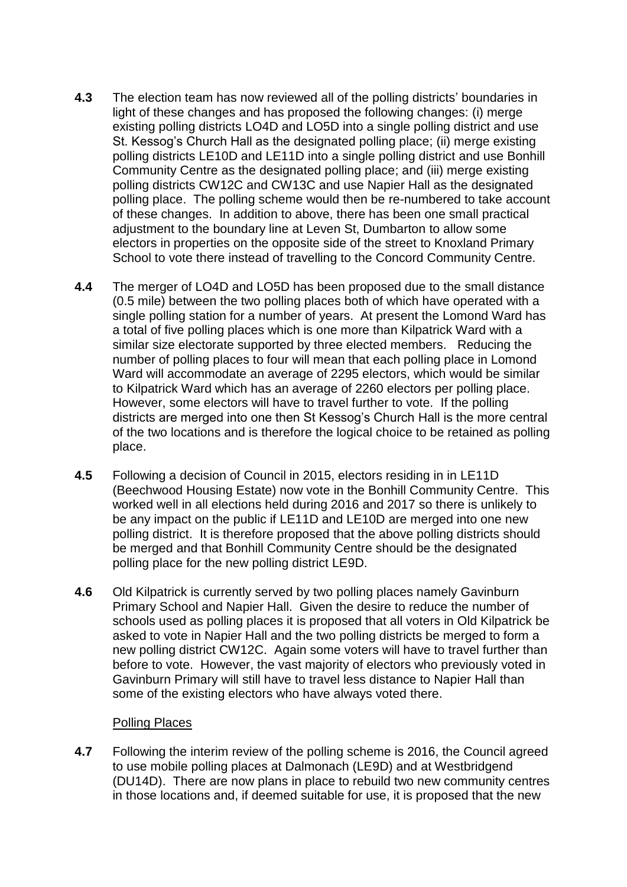**4.3** The election team has now reviewed all of the polling districts' boundaries in light of these changes and has proposed the following changes: (i) merge existing polling districts LO4D and LO5D into a single polling district and use St. Kessog's Church Hall as the designated polling place; (ii) merge existing polling districts LE10D and LE11D into a single polling district and use Bonhill Community Centre as the designated polling place; and (iii) merge existing polling districts CW12C and CW13C and use Napier Hall as the designated polling place. The polling scheme would then be re-numbered to take account of these changes. In addition to above, there has been one small practical adjustment to the boundary line at Leven St, Dumbarton to allow some electors in properties on the opposite side of the street to Knoxland Primary School to vote there instead of travelling to the Concord Community Centre.

**4.4** The merger of LO4D and LO5D has been proposed due to the small distance (0.5 mile) between the two polling places both of which have operated with a single polling station for a number of years. At present the Lomond Ward has a total of five polling places which is one more than Kilpatrick Ward with a similar size electorate supported by three elected members. Reducing the number of polling places to four will mean that each polling place in Lomond Ward will accommodate an average of 2295 electors, which would be similar to Kilpatrick Ward which has an average of 2260 electors per polling place. However, some electors will have to travel further to vote. If the polling districts are merged into one then St Kessog's Church Hall is the more central of the two locations and is therefore the logical choice to be retained as polling place.

**4.5** Following a decision of Council in 2015, electors residing in in LE11D (Beechwood Housing Estate) now vote in the Bonhill Community Centre. This worked well in all elections held during 2016 and 2017 so there is unlikely to be any impact on the public if LE11D and LE10D are merged into one new polling district. It is therefore proposed that the above polling districts should be merged and that Bonhill Community Centre should be the designated polling place for the new polling district LE9D.

**4.6** Old Kilpatrick is currently served by two polling places namely Gavinburn Primary School and Napier Hall. Given the desire to reduce the number of schools used as polling places it is proposed that all voters in Old Kilpatrick be asked to vote in Napier Hall and the two polling districts be merged to form a new polling district CW12C. Again some voters will have to travel further than before to vote. However, the vast majority of electors who previously voted in Gavinburn Primary will still have to travel less distance to Napier Hall than some of the existing electors who have always voted there.

<u>Polling Places</u>

**4.7** Following the interim review of the polling scheme is 2016, the Council agreed to use mobile polling places at Dalmonach (LE9D) and at Westbridgend (DU14D). There are now plans in place to rebuild two new community centres in those locations and, if deemed suitable for use, it is proposed that the new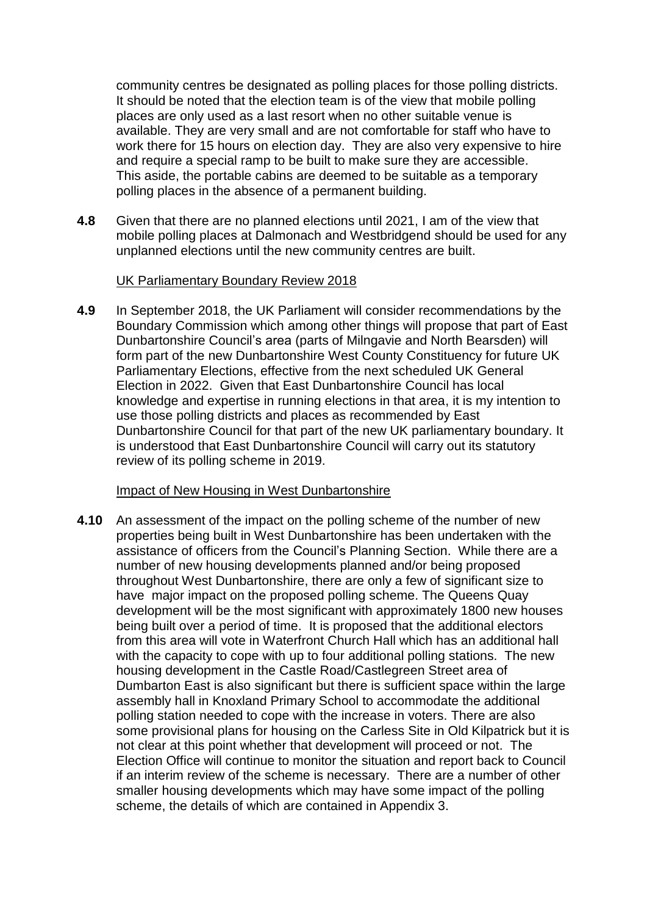community centres be designated as polling places for those polling districts. It should be noted that the election team is of the view that mobile polling places are only used as a last resort when no other suitable venue is available. They are very small and are not comfortable for staff who have to work there for 15 hours on election day. They are also very expensive to hire and require a special ramp to be built to make sure they are accessible. This aside, the portable cabins are deemed to be suitable as a temporary polling places in the absence of a permanent building.

**4.8** Given that there are no planned elections until 2021, I am of the view that mobile polling places at Dalmonach and Westbridgend should be used for any unplanned elections until the new community centres are built.

<u>UK Parliamentary Boundary Review 2018</u>

**4.9** In September 2018, the UK Parliament will consider recommendations by the Boundary Commission which among other things will propose that part of East Dunbartonshire Council's area (parts of Milngavie and North Bearsden) will form part of the new Dunbartonshire West County Constituency for future UK Parliamentary Elections, effective from the next scheduled UK General Election in 2022. Given that East Dunbartonshire Council has local knowledge and expertise in running elections in that area, it is my intention to use those polling districts and places as recommended by East Dunbartonshire Council for that part of the new UK parliamentary boundary. It is understood that East Dunbartonshire Council will carry out its statutory review of its polling scheme in 2019.

<u>Impact of New Housing in West Dunbartonshire</u>

**4.10** An assessment of the impact on the polling scheme of the number of new properties being built in West Dunbartonshire has been undertaken with the assistance of officers from the Council's Planning Section. While there are a number of new housing developments planned and/or being proposed throughout West Dunbartonshire, there are only a few of significant size to have major impact on the proposed polling scheme. The Queens Quay development will be the most significant with approximately 1800 new houses being built over a period of time. It is proposed that the additional electors from this area will vote in Waterfront Church Hall which has an additional hall with the capacity to cope with up to four additional polling stations. The new housing development in the Castle Road/Castlegreen Street area of Dumbarton East is also significant but there is sufficient space within the large assembly hall in Knoxland Primary School to accommodate the additional polling station needed to cope with the increase in voters. There are also some provisional plans for housing on the Carless Site in Old Kilpatrick but it is not clear at this point whether that development will proceed or not. The Election Office will continue to monitor the situation and report back to Council if an interim review of the scheme is necessary. There are a number of other smaller housing developments which may have some impact of the polling scheme, the details of which are contained in Appendix 3.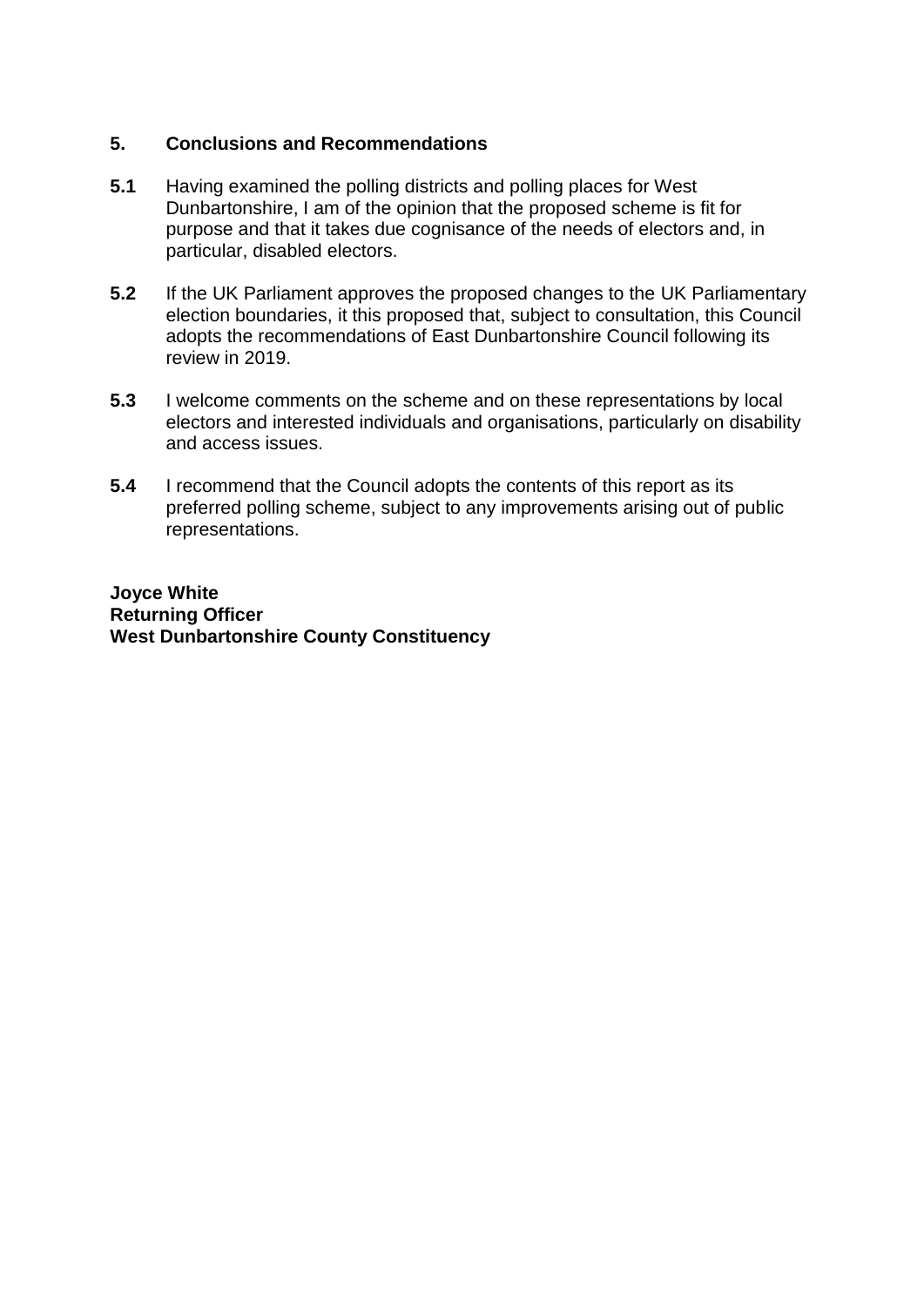## 5. Conclusions and Recommendations

**5.1** Having examined the polling districts and polling places for West Dunbartonshire, I am of the opinion that the proposed scheme is fit for purpose and that it takes due cognisance of the needs of electors and, in particular, disabled electors.

**5.2** If the UK Parliament approves the proposed changes to the UK Parliamentary election boundaries, it this proposed that, subject to consultation, this Council adopts the recommendations of East Dunbartonshire Council following its review in 2019.

**5.3** I welcome comments on the scheme and on these representations by local electors and interested individuals and organisations, particularly on disability and access issues.

**5.4** I recommend that the Council adopts the contents of this report as its preferred polling scheme, subject to any improvements arising out of public representations.

**Joyce White**
**Returning Officer**
**West Dunbartonshire County Constituency**